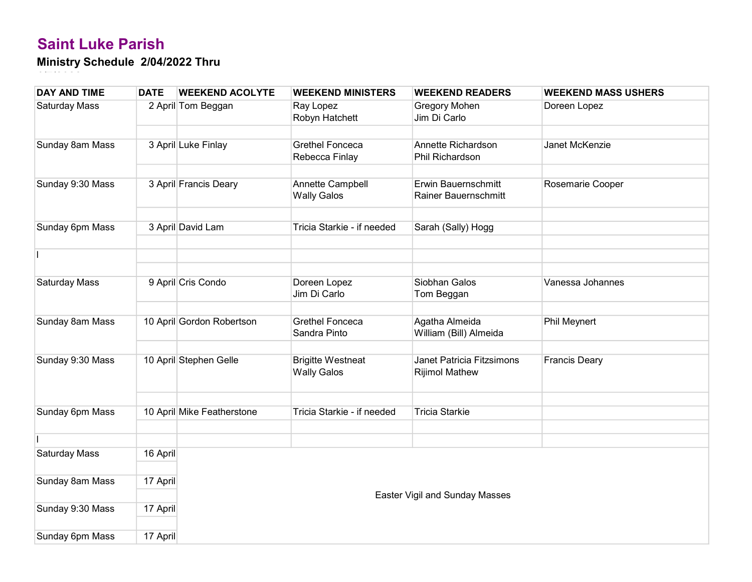# Saint Luke Parish

**Ministry Schedule 2/04/2022 Thru**

| DAY AND TIME | DATE | WEEKEND ACOLYTE | WEEKEND MINISTERS | WEEKEND READERS | WEEKEND MASS USHERS |
|---|---|---|---|---|---|
| Saturday Mass | 2 April | Tom Beggan | Ray Lopez<br>Robyn Hatchett | Gregory Mohen<br>Jim Di Carlo | Doreen Lopez |
| Sunday 8am Mass | 3 April | Luke Finlay | Grethel Fonceca<br>Rebecca Finlay | Annette Richardson<br>Phil Richardson | Janet McKenzie |
| Sunday 9:30 Mass | 3 April | Francis Deary | Annette Campbell<br>Wally Galos | Erwin Bauernschmitt<br>Rainer Bauernschmitt | Rosemarie Cooper |
| Sunday 6pm Mass | 3 April | David Lam | Tricia Starkie - if needed | Sarah (Sally) Hogg | |
| l | | | | | |
| Saturday Mass | 9 April | Cris Condo | Doreen Lopez<br>Jim Di Carlo | Siobhan Galos<br>Tom Beggan | Vanessa Johannes |
| Sunday 8am Mass | 10 April | Gordon Robertson | Grethel Fonceca<br>Sandra Pinto | Agatha Almeida<br>William (Bill) Almeida | Phil Meynert |
| Sunday 9:30 Mass | 10 April | Stephen Gelle | Brigitte Westneat<br>Wally Galos | Janet Patricia Fitzsimons<br>Rijimol Mathew | Francis Deary |
| Sunday 6pm Mass | 10 April | Mike Featherstone | Tricia Starkie - if needed | Tricia Starkie | |
| l | | | | | |
| Saturday Mass | 16 April | Easter Vigil and Sunday Masses | | | |
| Sunday 8am Mass | 17 April | | | | |
| Sunday 9:30 Mass | 17 April | | | | |
| Sunday 6pm Mass | 17 April | | | | |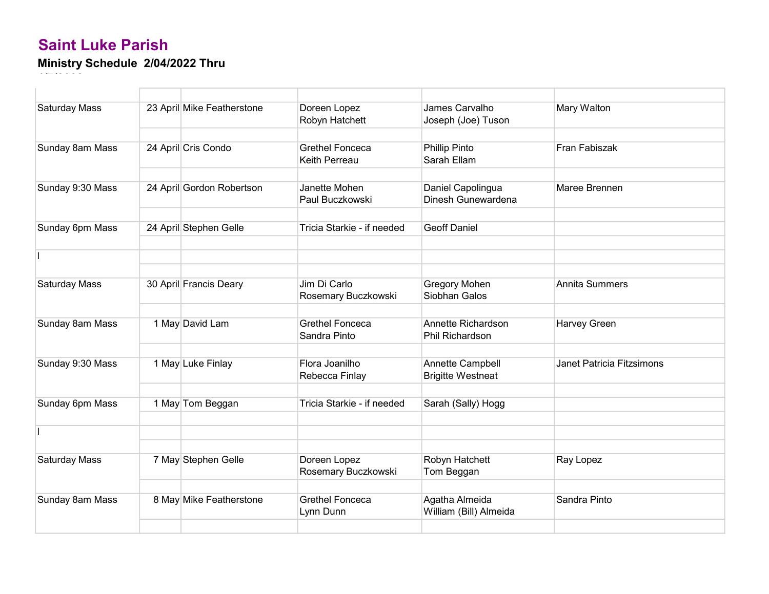# Saint Luke Parish

## Ministry Schedule 2/04/2022 Thru

| | | | | | |
|---|---|---|---|---|---|
| Saturday Mass | 23 April | Mike Featherstone | Doreen Lopez<br>Robyn Hatchett | James Carvalho<br>Joseph (Joe) Tuson | Mary Walton |
| Sunday 8am Mass | 24 April | Cris Condo | Grethel Fonceca<br>Keith Perreau | Phillip Pinto<br>Sarah Ellam | Fran Fabiszak |
| Sunday 9:30 Mass | 24 April | Gordon Robertson | Janette Mohen<br>Paul Buczkowski | Daniel Capolingua<br>Dinesh Gunewardena | Maree Brennen |
| Sunday 6pm Mass | 24 April | Stephen Gelle | Tricia Starkie - if needed | Geoff Daniel | |
| l | | | | | |
| Saturday Mass | 30 April | Francis Deary | Jim Di Carlo<br>Rosemary Buczkowski | Gregory Mohen<br>Siobhan Galos | Annita Summers |
| Sunday 8am Mass | 1 May | David Lam | Grethel Fonceca<br>Sandra Pinto | Annette Richardson<br>Phil Richardson | Harvey Green |
| Sunday 9:30 Mass | 1 May | Luke Finlay | Flora Joanilho<br>Rebecca Finlay | Annette Campbell<br>Brigitte Westneat | Janet Patricia Fitzsimons |
| Sunday 6pm Mass | 1 May | Tom Beggan | Tricia Starkie - if needed | Sarah (Sally) Hogg | |
| l | | | | | |
| Saturday Mass | 7 May | Stephen Gelle | Doreen Lopez<br>Rosemary Buczkowski | Robyn Hatchett<br>Tom Beggan | Ray Lopez |
| Sunday 8am Mass | 8 May | Mike Featherstone | Grethel Fonceca<br>Lynn Dunn | Agatha Almeida<br>William (Bill) Almeida | Sandra Pinto |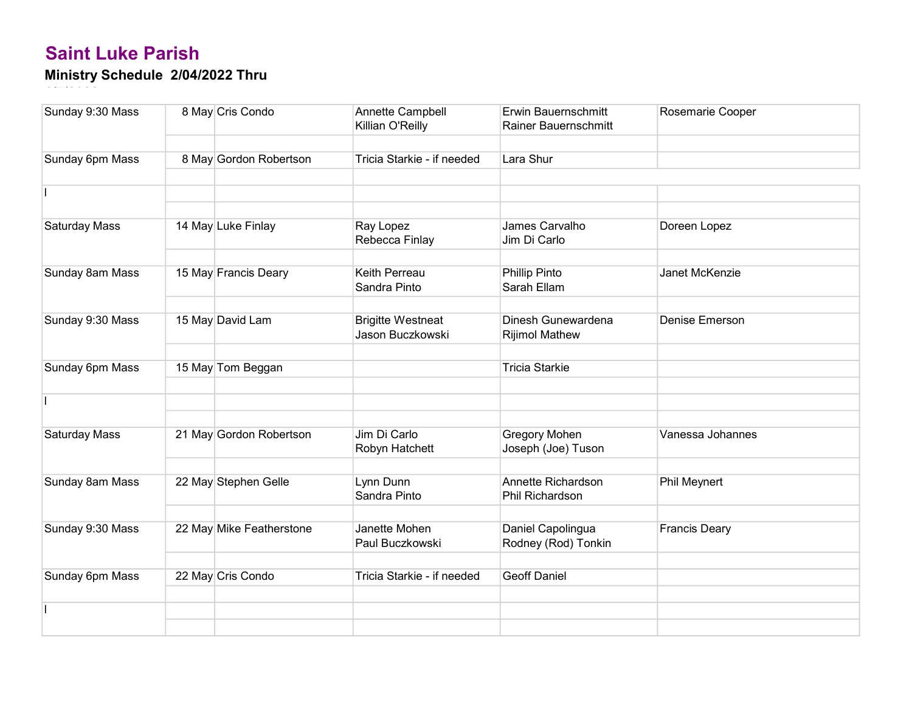## Saint Luke Parish

### Ministry Schedule 2/04/2022 Thru

| | | | | | |
|---|---|---|---|---|---|
| Sunday 9:30 Mass | 8 May | Cris Condo | Annette Campbell<br>Killian O'Reilly | Erwin Bauernschmitt<br>Rainer Bauernschmitt | Rosemarie Cooper |
| | | | | | |
| Sunday 6pm Mass | 8 May | Gordon Robertson | Tricia Starkie - if needed | Lara Shur | |
| | | | | | |
| l | | | | | |
| | | | | | |
| Saturday Mass | 14 May | Luke Finlay | Ray Lopez<br>Rebecca Finlay | James Carvalho<br>Jim Di Carlo | Doreen Lopez |
| | | | | | |
| Sunday 8am Mass | 15 May | Francis Deary | Keith Perreau<br>Sandra Pinto | Phillip Pinto<br>Sarah Ellam | Janet McKenzie |
| | | | | | |
| Sunday 9:30 Mass | 15 May | David Lam | Brigitte Westneat<br>Jason Buczkowski | Dinesh Gunewardena<br>Rijimol Mathew | Denise Emerson |
| | | | | | |
| Sunday 6pm Mass | 15 May | Tom Beggan | | Tricia Starkie | |
| | | | | | |
| l | | | | | |
| | | | | | |
| Saturday Mass | 21 May | Gordon Robertson | Jim Di Carlo<br>Robyn Hatchett | Gregory Mohen<br>Joseph (Joe) Tuson | Vanessa Johannes |
| | | | | | |
| Sunday 8am Mass | 22 May | Stephen Gelle | Lynn Dunn<br>Sandra Pinto | Annette Richardson<br>Phil Richardson | Phil Meynert |
| | | | | | |
| Sunday 9:30 Mass | 22 May | Mike Featherstone | Janette Mohen<br>Paul Buczkowski | Daniel Capolingua<br>Rodney (Rod) Tonkin | Francis Deary |
| | | | | | |
| Sunday 6pm Mass | 22 May | Cris Condo | Tricia Starkie - if needed | Geoff Daniel | |
| | | | | | |
| l | | | | | |
| | | | | | |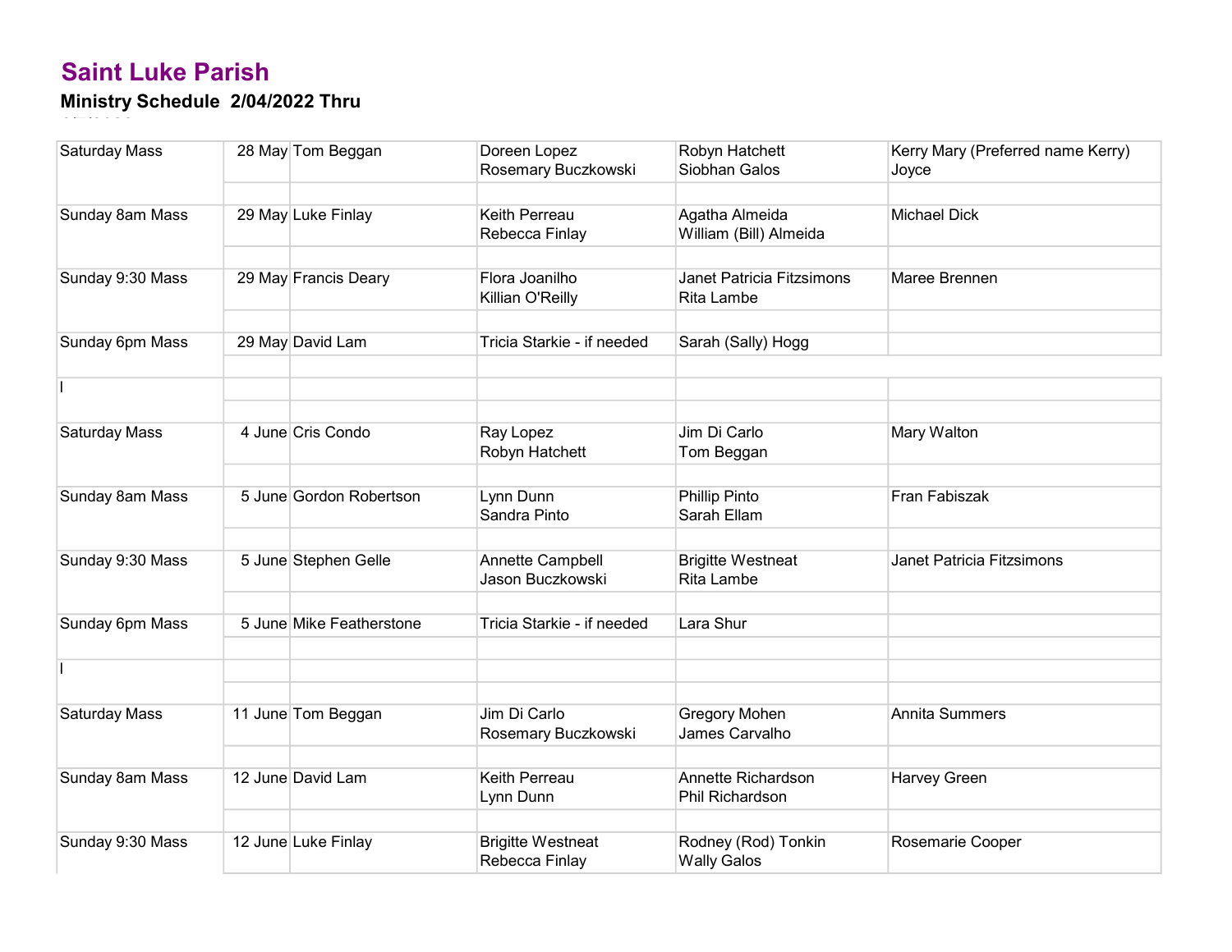# Saint Luke Parish

### Ministry Schedule 2/04/2022 Thru

| | | | | | |
|---|---|---|---|---|---|
| Saturday Mass | 28 May | Tom Beggan | Doreen Lopez<br>Rosemary Buczkowski | Robyn Hatchett<br>Siobhan Galos | Kerry Mary (Preferred name Kerry) Joyce |
| | | | | | |
| Sunday 8am Mass | 29 May | Luke Finlay | Keith Perreau<br>Rebecca Finlay | Agatha Almeida<br>William (Bill) Almeida | Michael Dick |
| | | | | | |
| Sunday 9:30 Mass | 29 May | Francis Deary | Flora Joanilho<br>Killian O'Reilly | Janet Patricia Fitzsimons<br>Rita Lambe | Maree Brennen |
| | | | | | |
| Sunday 6pm Mass | 29 May | David Lam | Tricia Starkie - if needed | Sarah (Sally) Hogg | |
| | | | | | |
| l | | | | | |
| | | | | | |
| Saturday Mass | 4 June | Cris Condo | Ray Lopez<br>Robyn Hatchett | Jim Di Carlo<br>Tom Beggan | Mary Walton |
| | | | | | |
| Sunday 8am Mass | 5 June | Gordon Robertson | Lynn Dunn<br>Sandra Pinto | Phillip Pinto<br>Sarah Ellam | Fran Fabiszak |
| | | | | | |
| Sunday 9:30 Mass | 5 June | Stephen Gelle | Annette Campbell<br>Jason Buczkowski | Brigitte Westneat<br>Rita Lambe | Janet Patricia Fitzsimons |
| | | | | | |
| Sunday 6pm Mass | 5 June | Mike Featherstone | Tricia Starkie - if needed | Lara Shur | |
| | | | | | |
| l | | | | | |
| | | | | | |
| Saturday Mass | 11 June | Tom Beggan | Jim Di Carlo<br>Rosemary Buczkowski | Gregory Mohen<br>James Carvalho | Annita Summers |
| | | | | | |
| Sunday 8am Mass | 12 June | David Lam | Keith Perreau<br>Lynn Dunn | Annette Richardson<br>Phil Richardson | Harvey Green |
| | | | | | |
| Sunday 9:30 Mass | 12 June | Luke Finlay | Brigitte Westneat<br>Rebecca Finlay | Rodney (Rod) Tonkin<br>Wally Galos | Rosemarie Cooper |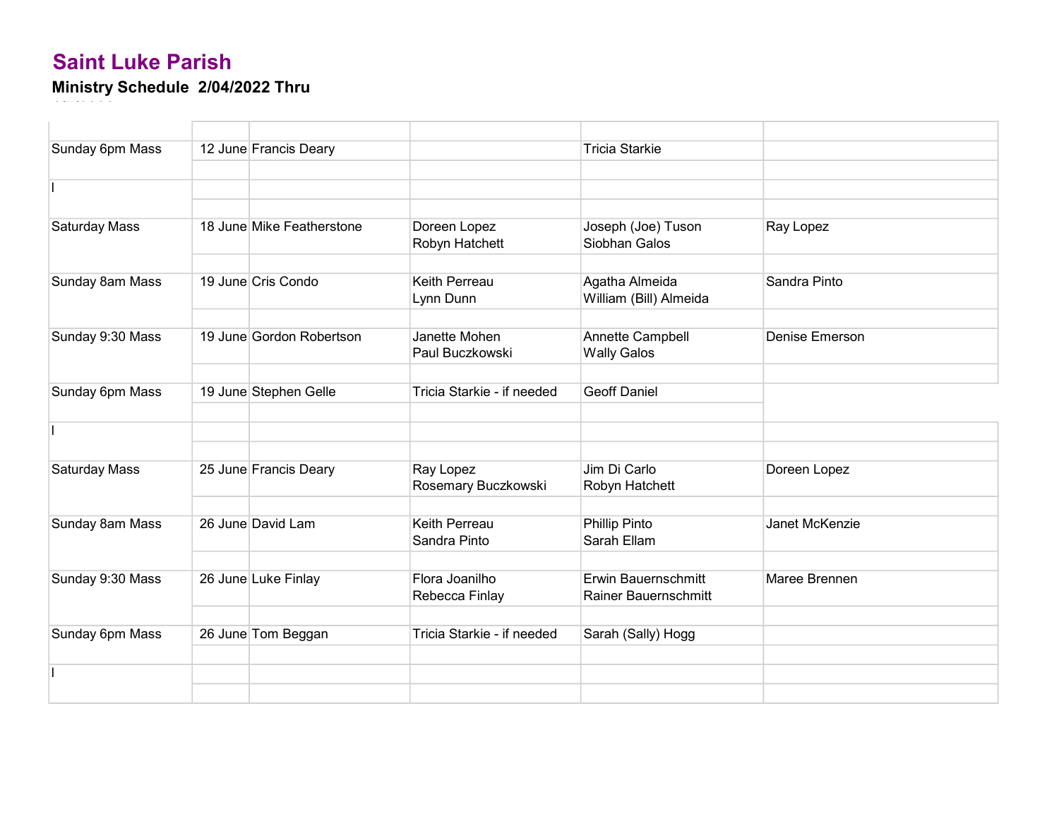# Saint Luke Parish

**Ministry Schedule 2/04/2022 Thru**

| | | | | | |
|---|---|---|---|---|---|
| Sunday 6pm Mass | 12 June | Francis Deary | | Tricia Starkie | |
| l | | | | | |
| Saturday Mass | 18 June | Mike Featherstone | Doreen Lopez<br>Robyn Hatchett | Joseph (Joe) Tuson<br>Siobhan Galos | Ray Lopez |
| Sunday 8am Mass | 19 June | Cris Condo | Keith Perreau<br>Lynn Dunn | Agatha Almeida<br>William (Bill) Almeida | Sandra Pinto |
| Sunday 9:30 Mass | 19 June | Gordon Robertson | Janette Mohen<br>Paul Buczkowski | Annette Campbell<br>Wally Galos | Denise Emerson |
| Sunday 6pm Mass | 19 June | Stephen Gelle | Tricia Starkie - if needed | Geoff Daniel | |
| l | | | | | |
| Saturday Mass | 25 June | Francis Deary | Ray Lopez<br>Rosemary Buczkowski | Jim Di Carlo<br>Robyn Hatchett | Doreen Lopez |
| Sunday 8am Mass | 26 June | David Lam | Keith Perreau<br>Sandra Pinto | Phillip Pinto<br>Sarah Ellam | Janet McKenzie |
| Sunday 9:30 Mass | 26 June | Luke Finlay | Flora Joanilho<br>Rebecca Finlay | Erwin Bauernschmitt<br>Rainer Bauernschmitt | Maree Brennen |
| Sunday 6pm Mass | 26 June | Tom Beggan | Tricia Starkie - if needed | Sarah (Sally) Hogg | |
| l | | | | | |